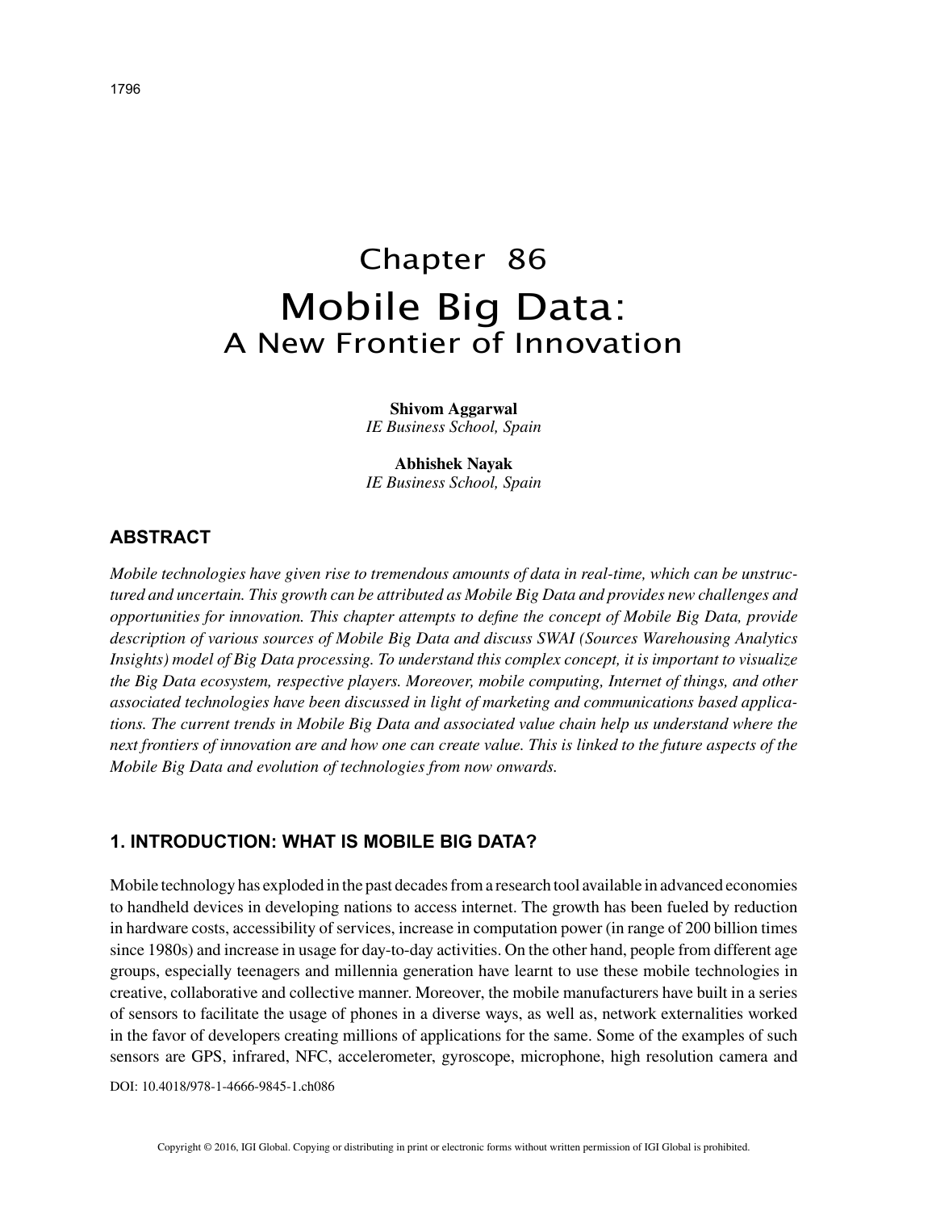# Chapter 86
# Mobile Big Data:
## A New Frontier of Innovation

**Shivom Aggarwal**
*IE Business School, Spain*

**Abhishek Nayak**
*IE Business School, Spain*

## ABSTRACT

*Mobile technologies have given rise to tremendous amounts of data in real-time, which can be unstructured and uncertain. This growth can be attributed as Mobile Big Data and provides new challenges and opportunities for innovation. This chapter attempts to define the concept of Mobile Big Data, provide description of various sources of Mobile Big Data and discuss SWAI (Sources Warehousing Analytics Insights) model of Big Data processing. To understand this complex concept, it is important to visualize the Big Data ecosystem, respective players. Moreover, mobile computing, Internet of things, and other associated technologies have been discussed in light of marketing and communications based applications. The current trends in Mobile Big Data and associated value chain help us understand where the next frontiers of innovation are and how one can create value. This is linked to the future aspects of the Mobile Big Data and evolution of technologies from now onwards.*

## 1. INTRODUCTION: WHAT IS MOBILE BIG DATA?

Mobile technology has exploded in the past decades from a research tool available in advanced economies to handheld devices in developing nations to access internet. The growth has been fueled by reduction in hardware costs, accessibility of services, increase in computation power (in range of 200 billion times since 1980s) and increase in usage for day-to-day activities. On the other hand, people from different age groups, especially teenagers and millennia generation have learnt to use these mobile technologies in creative, collaborative and collective manner. Moreover, the mobile manufacturers have built in a series of sensors to facilitate the usage of phones in a diverse ways, as well as, network externalities worked in the favor of developers creating millions of applications for the same. Some of the examples of such sensors are GPS, infrared, NFC, accelerometer, gyroscope, microphone, high resolution camera and

DOI: 10.4018/978-1-4666-9845-1.ch086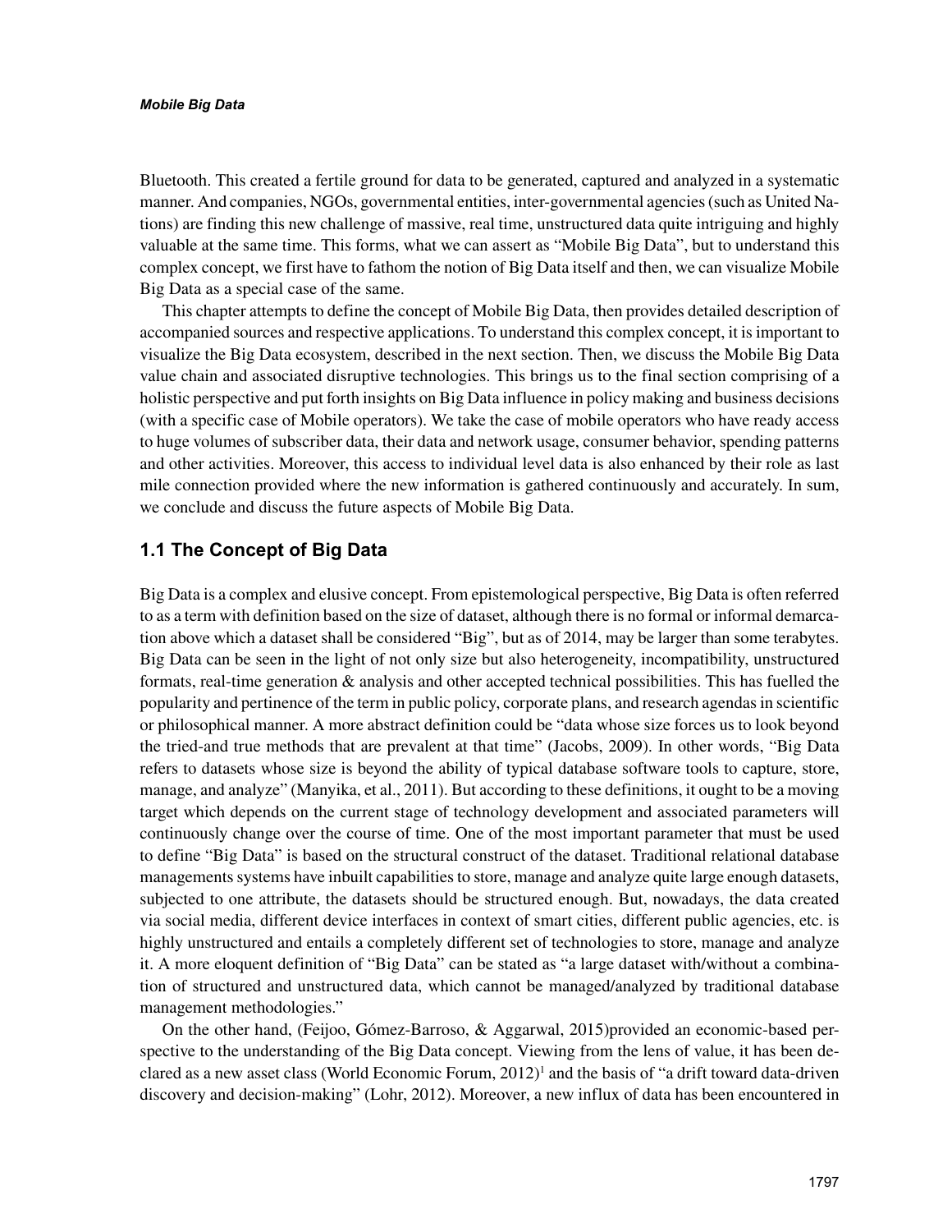Bluetooth. This created a fertile ground for data to be generated, captured and analyzed in a systematic manner. And companies, NGOs, governmental entities, inter-governmental agencies (such as United Nations) are finding this new challenge of massive, real time, unstructured data quite intriguing and highly valuable at the same time. This forms, what we can assert as "Mobile Big Data", but to understand this complex concept, we first have to fathom the notion of Big Data itself and then, we can visualize Mobile Big Data as a special case of the same.

This chapter attempts to define the concept of Mobile Big Data, then provides detailed description of accompanied sources and respective applications. To understand this complex concept, it is important to visualize the Big Data ecosystem, described in the next section. Then, we discuss the Mobile Big Data value chain and associated disruptive technologies. This brings us to the final section comprising of a holistic perspective and put forth insights on Big Data influence in policy making and business decisions (with a specific case of Mobile operators). We take the case of mobile operators who have ready access to huge volumes of subscriber data, their data and network usage, consumer behavior, spending patterns and other activities. Moreover, this access to individual level data is also enhanced by their role as last mile connection provided where the new information is gathered continuously and accurately. In sum, we conclude and discuss the future aspects of Mobile Big Data.

## 1.1 The Concept of Big Data

Big Data is a complex and elusive concept. From epistemological perspective, Big Data is often referred to as a term with definition based on the size of dataset, although there is no formal or informal demarcation above which a dataset shall be considered "Big", but as of 2014, may be larger than some terabytes. Big Data can be seen in the light of not only size but also heterogeneity, incompatibility, unstructured formats, real-time generation & analysis and other accepted technical possibilities. This has fuelled the popularity and pertinence of the term in public policy, corporate plans, and research agendas in scientific or philosophical manner. A more abstract definition could be "data whose size forces us to look beyond the tried-and true methods that are prevalent at that time" (Jacobs, 2009). In other words, "Big Data refers to datasets whose size is beyond the ability of typical database software tools to capture, store, manage, and analyze" (Manyika, et al., 2011). But according to these definitions, it ought to be a moving target which depends on the current stage of technology development and associated parameters will continuously change over the course of time. One of the most important parameter that must be used to define "Big Data" is based on the structural construct of the dataset. Traditional relational database managements systems have inbuilt capabilities to store, manage and analyze quite large enough datasets, subjected to one attribute, the datasets should be structured enough. But, nowadays, the data created via social media, different device interfaces in context of smart cities, different public agencies, etc. is highly unstructured and entails a completely different set of technologies to store, manage and analyze it. A more eloquent definition of "Big Data" can be stated as "a large dataset with/without a combination of structured and unstructured data, which cannot be managed/analyzed by traditional database management methodologies."

On the other hand, (Feijoo, Gómez-Barroso, & Aggarwal, 2015)provided an economic-based perspective to the understanding of the Big Data concept. Viewing from the lens of value, it has been declared as a new asset class (World Economic Forum, 2012)[1] and the basis of "a drift toward data-driven discovery and decision-making" (Lohr, 2012). Moreover, a new influx of data has been encountered in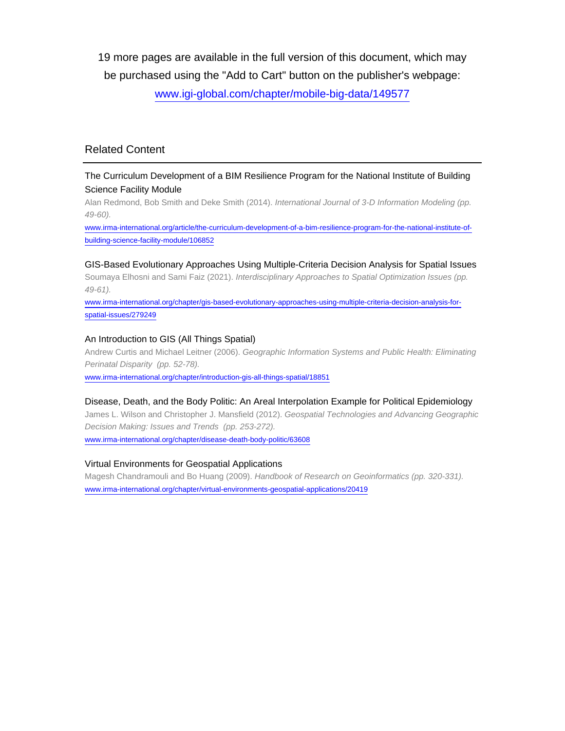19 more pages are available in the full version of this document, which may be purchased using the "Add to Cart" button on the publisher's webpage: www.igi-global.com/chapter/mobile-big-data/149577

## Related Content

The Curriculum Development of a BIM Resilience Program for the National Institute of Building Science Facility Module
Alan Redmond, Bob Smith and Deke Smith (2014). *International Journal of 3-D Information Modeling (pp. 49-60).*
www.irma-international.org/article/the-curriculum-development-of-a-bim-resilience-program-for-the-national-institute-of-building-science-facility-module/106852

GIS-Based Evolutionary Approaches Using Multiple-Criteria Decision Analysis for Spatial Issues
Soumaya Elhosni and Sami Faiz (2021). *Interdisciplinary Approaches to Spatial Optimization Issues (pp. 49-61).*
www.irma-international.org/chapter/gis-based-evolutionary-approaches-using-multiple-criteria-decision-analysis-for-spatial-issues/279249

An Introduction to GIS (All Things Spatial)
Andrew Curtis and Michael Leitner (2006). *Geographic Information Systems and Public Health: Eliminating Perinatal Disparity (pp. 52-78).*
www.irma-international.org/chapter/introduction-gis-all-things-spatial/18851

Disease, Death, and the Body Politic: An Areal Interpolation Example for Political Epidemiology
James L. Wilson and Christopher J. Mansfield (2012). *Geospatial Technologies and Advancing Geographic Decision Making: Issues and Trends (pp. 253-272).*
www.irma-international.org/chapter/disease-death-body-politic/63608

Virtual Environments for Geospatial Applications
Magesh Chandramouli and Bo Huang (2009). *Handbook of Research on Geoinformatics (pp. 320-331).*
www.irma-international.org/chapter/virtual-environments-geospatial-applications/20419